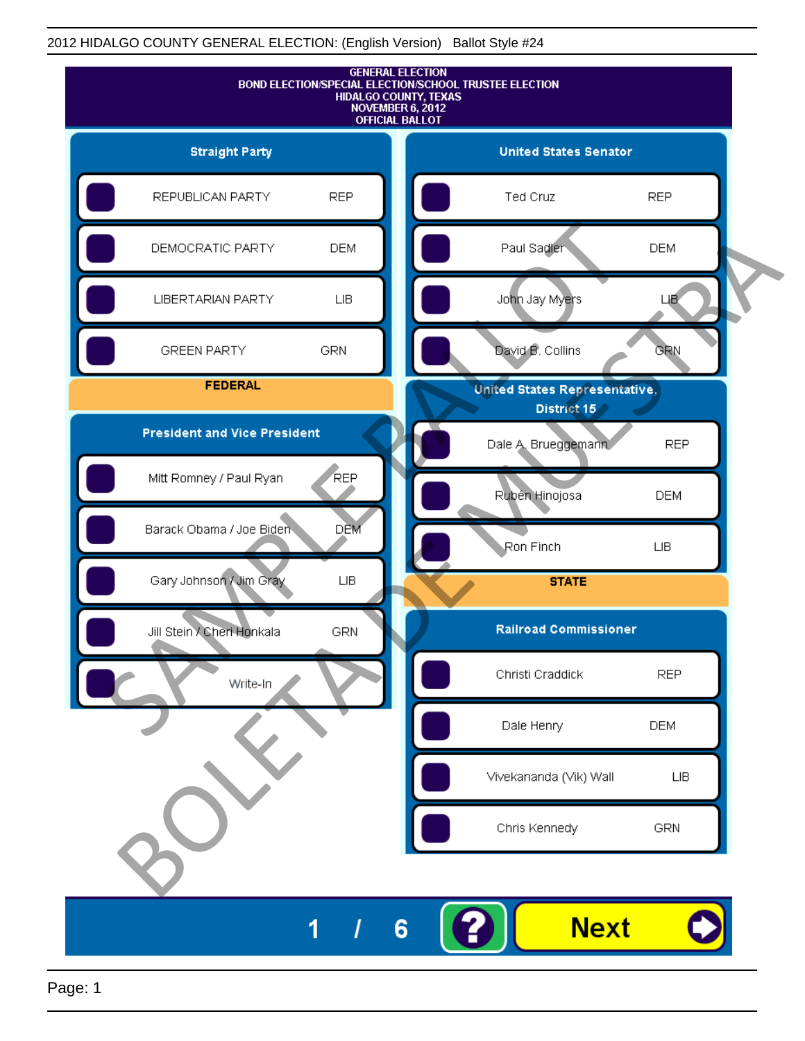2012 HIDALGO COUNTY GENERAL ELECTION: (English Version) Ballot Style #24

GENERAL ELECTION
BOND ELECTION/SPECIAL ELECTION/SCHOOL TRUSTEE ELECTION
HIDALGO COUNTY, TEXAS
NOVEMBER 6, 2012
OFFICIAL BALLOT

SAMPLE BALLOT
BOLETA DE MUESTRA

## Straight Party

| Party | |
|---|---|
| REPUBLICAN PARTY | REP |
| DEMOCRATIC PARTY | DEM |
| LIBERTARIAN PARTY | LIB |
| GREEN PARTY | GRN |

## FEDERAL

### President and Vice President

| Candidate | Party |
|---|---|
| Mitt Romney / Paul Ryan | REP |
| Barack Obama / Joe Biden | DEM |
| Gary Johnson / Jim Gray | LIB |
| Jill Stein / Cheri Honkala | GRN |
| Write-In | |

### United States Senator

| Candidate | Party |
|---|---|
| Ted Cruz | REP |
| Paul Sadler | DEM |
| John Jay Myers | LIB |
| David B. Collins | GRN |

### United States Representative, District 15

| Candidate | Party |
|---|---|
| Dale A. Brueggemann | REP |
| Rubén Hinojosa | DEM |
| Ron Finch | LIB |

## STATE

### Railroad Commissioner

| Candidate | Party |
|---|---|
| Christi Craddick | REP |
| Dale Henry | DEM |
| Vivekananda (Vik) Wall | LIB |
| Chris Kennedy | GRN |

1 / 6 ? Next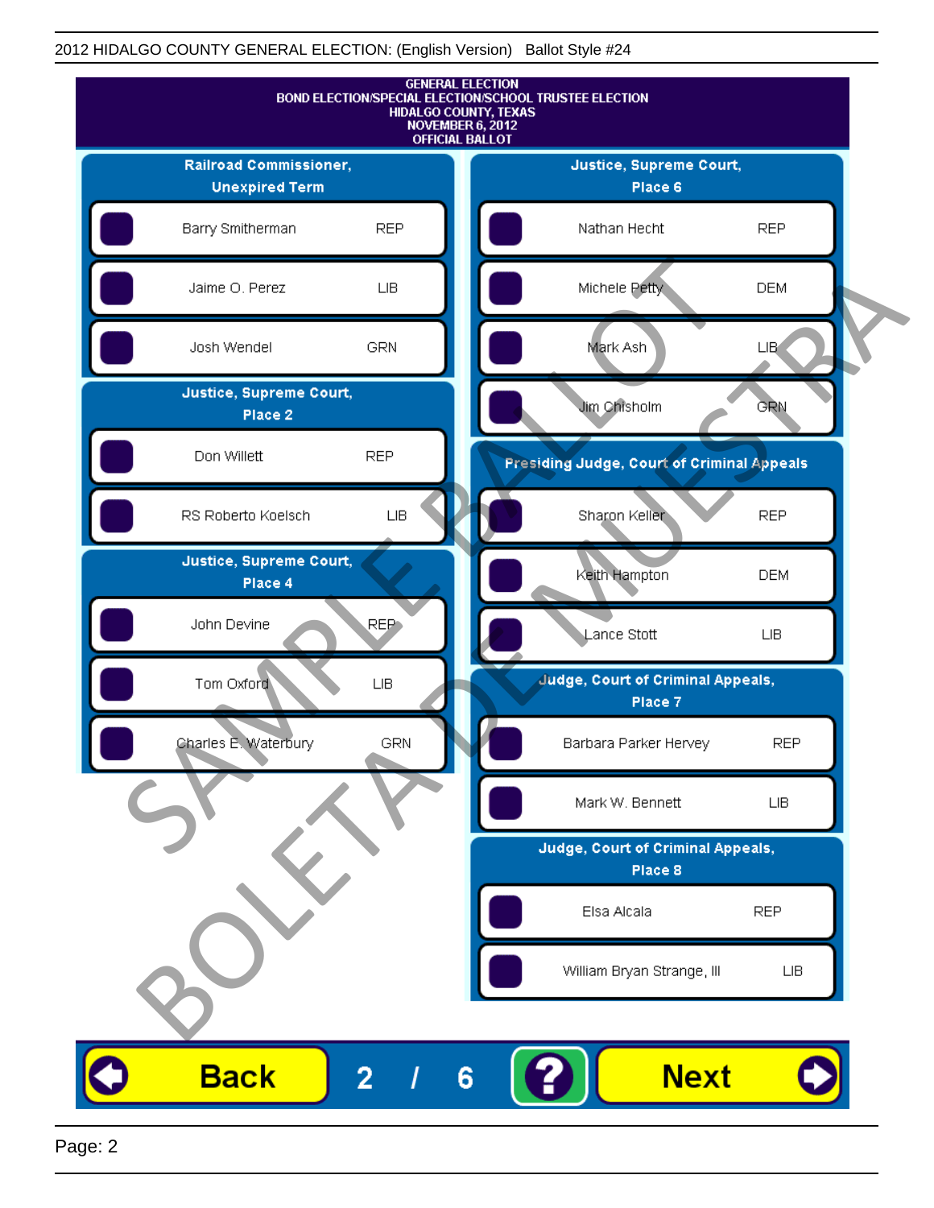2012 HIDALGO COUNTY GENERAL ELECTION: (English Version) Ballot Style #24

GENERAL ELECTION
BOND ELECTION/SPECIAL ELECTION/SCHOOL TRUSTEE ELECTION
HIDALGO COUNTY, TEXAS
NOVEMBER 6, 2012
OFFICIAL BALLOT

## Railroad Commissioner, Unexpired Term

| Candidate | Party |
| --- | --- |
| Barry Smitherman | REP |
| Jaime O. Perez | LIB |
| Josh Wendel | GRN |

## Justice, Supreme Court, Place 2

| Candidate | Party |
| --- | --- |
| Don Willett | REP |
| RS Roberto Koelsch | LIB |

## Justice, Supreme Court, Place 4

| Candidate | Party |
| --- | --- |
| John Devine | REP |
| Tom Oxford | LIB |
| Charles E. Waterbury | GRN |

## Justice, Supreme Court, Place 6

| Candidate | Party |
| --- | --- |
| Nathan Hecht | REP |
| Michele Petty | DEM |
| Mark Ash | LIB |
| Jim Chisholm | GRN |

## Presiding Judge, Court of Criminal Appeals

| Candidate | Party |
| --- | --- |
| Sharon Keller | REP |
| Keith Hampton | DEM |
| Lance Stott | LIB |

## Judge, Court of Criminal Appeals, Place 7

| Candidate | Party |
| --- | --- |
| Barbara Parker Hervey | REP |
| Mark W. Bennett | LIB |

## Judge, Court of Criminal Appeals, Place 8

| Candidate | Party |
| --- | --- |
| Elsa Alcala | REP |
| William Bryan Strange, III | LIB |

SAMPLE BALLOT
BOLETA DE MUESTRA

Back 2 / 6 ? Next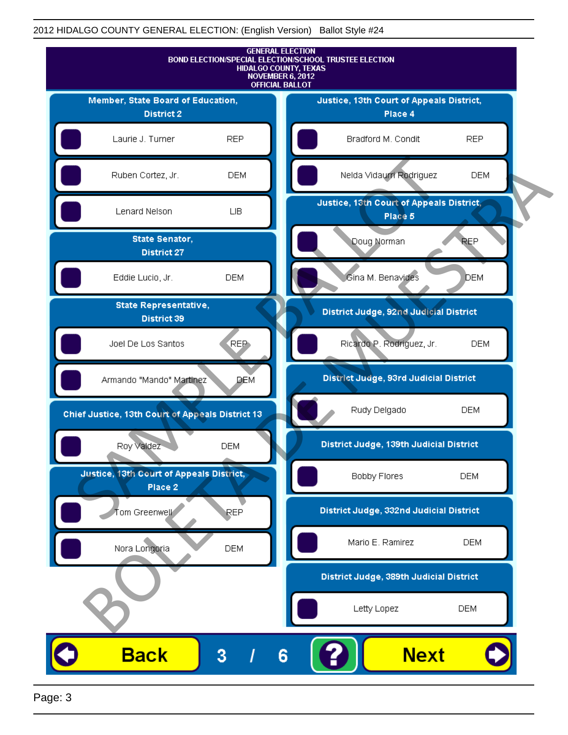2012 HIDALGO COUNTY GENERAL ELECTION: (English Version) Ballot Style #24

GENERAL ELECTION
BOND ELECTION/SPECIAL ELECTION/SCHOOL TRUSTEE ELECTION
HIDALGO COUNTY, TEXAS
NOVEMBER 6, 2012
OFFICIAL BALLOT

### Member, State Board of Education, District 2

- Laurie J. Turner — REP
- Ruben Cortez, Jr. — DEM
- Lenard Nelson — LIB

### State Senator, District 27

- Eddie Lucio, Jr. — DEM

### State Representative, District 39

- Joel De Los Santos — REP
- Armando "Mando" Martinez — DEM

### Chief Justice, 13th Court of Appeals District 13

- Roy Valdez — DEM

### Justice, 13th Court of Appeals District, Place 2

- Tom Greenwell — REP
- Nora Longoria — DEM

### Justice, 13th Court of Appeals District, Place 4

- Bradford M. Condit — REP
- Nelda Vidaurri Rodriguez — DEM

### Justice, 13th Court of Appeals District, Place 5

- Doug Norman — REP
- Gina M. Benavides — DEM

### District Judge, 92nd Judicial District

- Ricardo P. Rodriguez, Jr. — DEM

### District Judge, 93rd Judicial District

- Rudy Delgado — DEM

### District Judge, 139th Judicial District

- Bobby Flores — DEM

### District Judge, 332nd Judicial District

- Mario E. Ramirez — DEM

### District Judge, 389th Judicial District

- Letty Lopez — DEM

SAMPLE BALLOT
BOLETA DE MUESTRA

Back 3 / 6 ? Next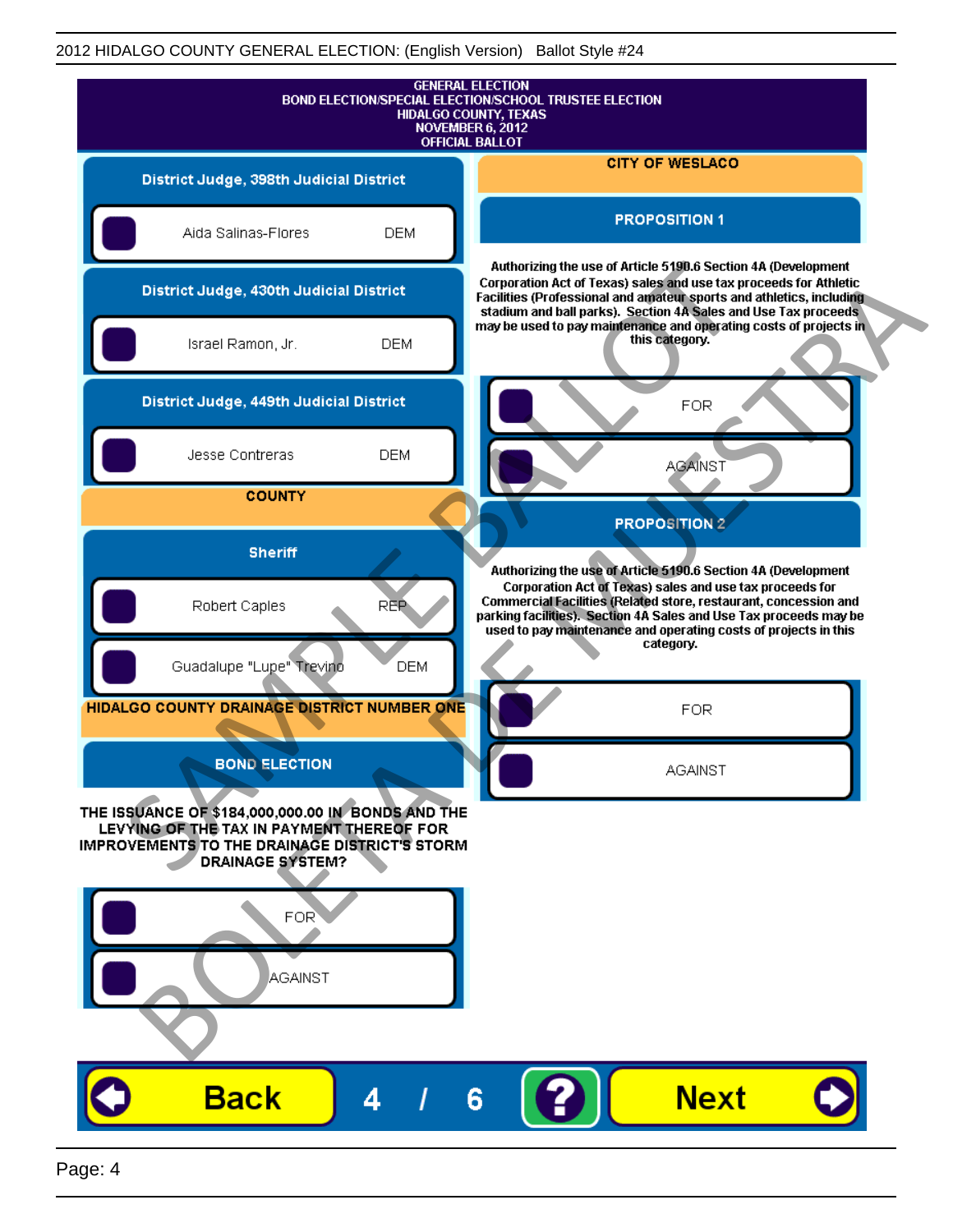2012 HIDALGO COUNTY GENERAL ELECTION: (English Version) Ballot Style #24

GENERAL ELECTION
BOND ELECTION/SPECIAL ELECTION/SCHOOL TRUSTEE ELECTION
HIDALGO COUNTY, TEXAS
NOVEMBER 6, 2012
OFFICIAL BALLOT

## District Judge, 398th Judicial District

- Aida Salinas-Flores DEM

## District Judge, 430th Judicial District

- Israel Ramon, Jr. DEM

## District Judge, 449th Judicial District

- Jesse Contreras DEM

## COUNTY

### Sheriff

- Robert Caples REP
- Guadalupe "Lupe" Trevino DEM

## HIDALGO COUNTY DRAINAGE DISTRICT NUMBER ONE

### BOND ELECTION

**THE ISSUANCE OF $184,000,000.00 IN BONDS AND THE LEVYING OF THE TAX IN PAYMENT THEREOF FOR IMPROVEMENTS TO THE DRAINAGE DISTRICT'S STORM DRAINAGE SYSTEM?**

- FOR
- AGAINST

## CITY OF WESLACO

### PROPOSITION 1

**Authorizing the use of Article 5190.6 Section 4A (Development Corporation Act of Texas) sales and use tax proceeds for Athletic Facilities (Professional and amateur sports and athletics, including stadium and ball parks). Section 4A Sales and Use Tax proceeds may be used to pay maintenance and operating costs of projects in this category.**

- FOR
- AGAINST

### PROPOSITION 2

**Authorizing the use of Article 5190.6 Section 4A (Development Corporation Act of Texas) sales and use tax proceeds for Commercial Facilities (Related store, restaurant, concession and parking facilities). Section 4A Sales and Use Tax proceeds may be used to pay maintenance and operating costs of projects in this category.**

- FOR
- AGAINST

Back 4 / 6 ? Next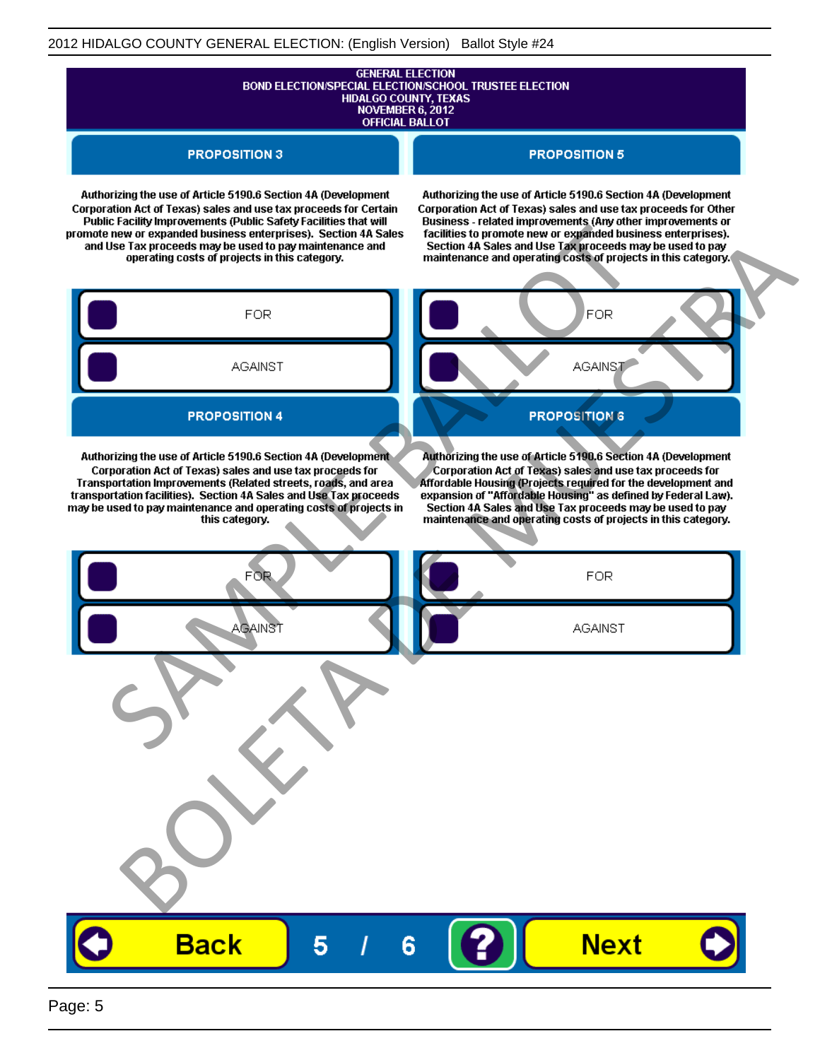GENERAL ELECTION
BOND ELECTION/SPECIAL ELECTION/SCHOOL TRUSTEE ELECTION
HIDALGO COUNTY, TEXAS
NOVEMBER 6, 2012
OFFICIAL BALLOT

## PROPOSITION 3

Authorizing the use of Article 5190.6 Section 4A (Development Corporation Act of Texas) sales and use tax proceeds for Certain Public Facility Improvements (Public Safety Facilities that will promote new or expanded business enterprises). Section 4A Sales and Use Tax proceeds may be used to pay maintenance and operating costs of projects in this category.

- FOR
- AGAINST

## PROPOSITION 4

Authorizing the use of Article 5190.6 Section 4A (Development Corporation Act of Texas) sales and use tax proceeds for Transportation Improvements (Related streets, roads, and area transportation facilities). Section 4A Sales and Use Tax proceeds may be used to pay maintenance and operating costs of projects in this category.

- FOR
- AGAINST

## PROPOSITION 5

Authorizing the use of Article 5190.6 Section 4A (Development Corporation Act of Texas) sales and use tax proceeds for Other Business - related improvements (Any other improvements or facilities to promote new or expanded business enterprises). Section 4A Sales and Use Tax proceeds may be used to pay maintenance and operating costs of projects in this category.

- FOR
- AGAINST

## PROPOSITION 6

Authorizing the use of Article 5190.6 Section 4A (Development Corporation Act of Texas) sales and use tax proceeds for Affordable Housing (Projects required for the development and expansion of "Affordable Housing" as defined by Federal Law). Section 4A Sales and Use Tax proceeds may be used to pay maintenance and operating costs of projects in this category.

- FOR
- AGAINST

SAMPLE BALLOT
BOLETA DE MUESTRA

Back 5 / 6 ? Next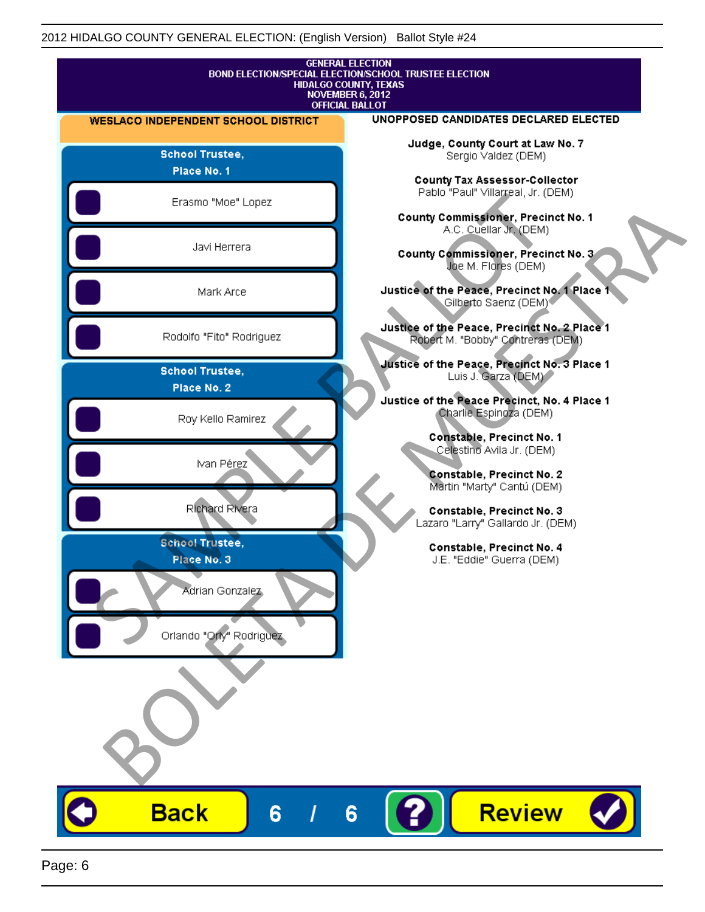GENERAL ELECTION
BOND ELECTION/SPECIAL ELECTION/SCHOOL TRUSTEE ELECTION
HIDALGO COUNTY, TEXAS
NOVEMBER 6, 2012
OFFICIAL BALLOT

## WESLACO INDEPENDENT SCHOOL DISTRICT

### School Trustee, Place No. 1

- Erasmo "Moe" Lopez
- Javi Herrera
- Mark Arce
- Rodolfo "Fito" Rodriguez

### School Trustee, Place No. 2

- Roy Kello Ramirez
- Ivan Pérez
- Richard Rivera

### School Trustee, Place No. 3

- Adrian Gonzalez
- Orlando "Orly" Rodriguez

## UNOPPOSED CANDIDATES DECLARED ELECTED

**Judge, County Court at Law No. 7**
Sergio Valdez (DEM)

**County Tax Assessor-Collector**
Pablo "Paul" Villarreal, Jr. (DEM)

**County Commissioner, Precinct No. 1**
A.C. Cuellar Jr. (DEM)

**County Commissioner, Precinct No. 3**
Joe M. Flores (DEM)

**Justice of the Peace, Precinct No. 1 Place 1**
Gilberto Saenz (DEM)

**Justice of the Peace, Precinct No. 2 Place 1**
Robert M. "Bobby" Contreras (DEM)

**Justice of the Peace, Precinct No. 3 Place 1**
Luis J. Garza (DEM)

**Justice of the Peace Precinct, No. 4 Place 1**
Charlie Espinoza (DEM)

**Constable, Precinct No. 1**
Celestino Avila Jr. (DEM)

**Constable, Precinct No. 2**
Martin "Marty" Cantú (DEM)

**Constable, Precinct No. 3**
Lazaro "Larry" Gallardo Jr. (DEM)

**Constable, Precinct No. 4**
J.E. "Eddie" Guerra (DEM)

SAMPLE BALLOT
BOLETA DE MUESTRA

Back | 6 / 6 | ? | Review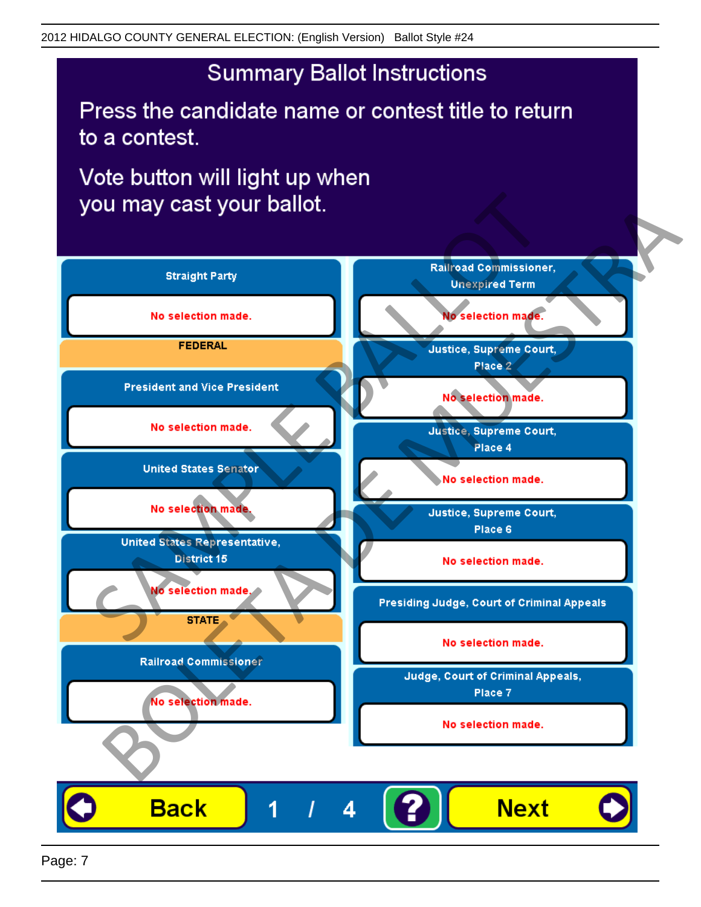# Summary Ballot Instructions

Press the candidate name or contest title to return to a contest.

Vote button will light up when you may cast your ballot.

**Straight Party**

No selection made.

**FEDERAL**

**President and Vice President**

No selection made.

**United States Senator**

No selection made.

**United States Representative, District 15**

No selection made.

**STATE**

**Railroad Commissioner**

No selection made.

**Railroad Commissioner, Unexpired Term**

No selection made.

**Justice, Supreme Court, Place 2**

No selection made.

**Justice, Supreme Court, Place 4**

No selection made.

**Justice, Supreme Court, Place 6**

No selection made.

**Presiding Judge, Court of Criminal Appeals**

No selection made.

**Judge, Court of Criminal Appeals, Place 7**

No selection made.

Back | 1 / 4 | ? | Next

SAMPLE BALLOT
BOLETA DE MUESTRA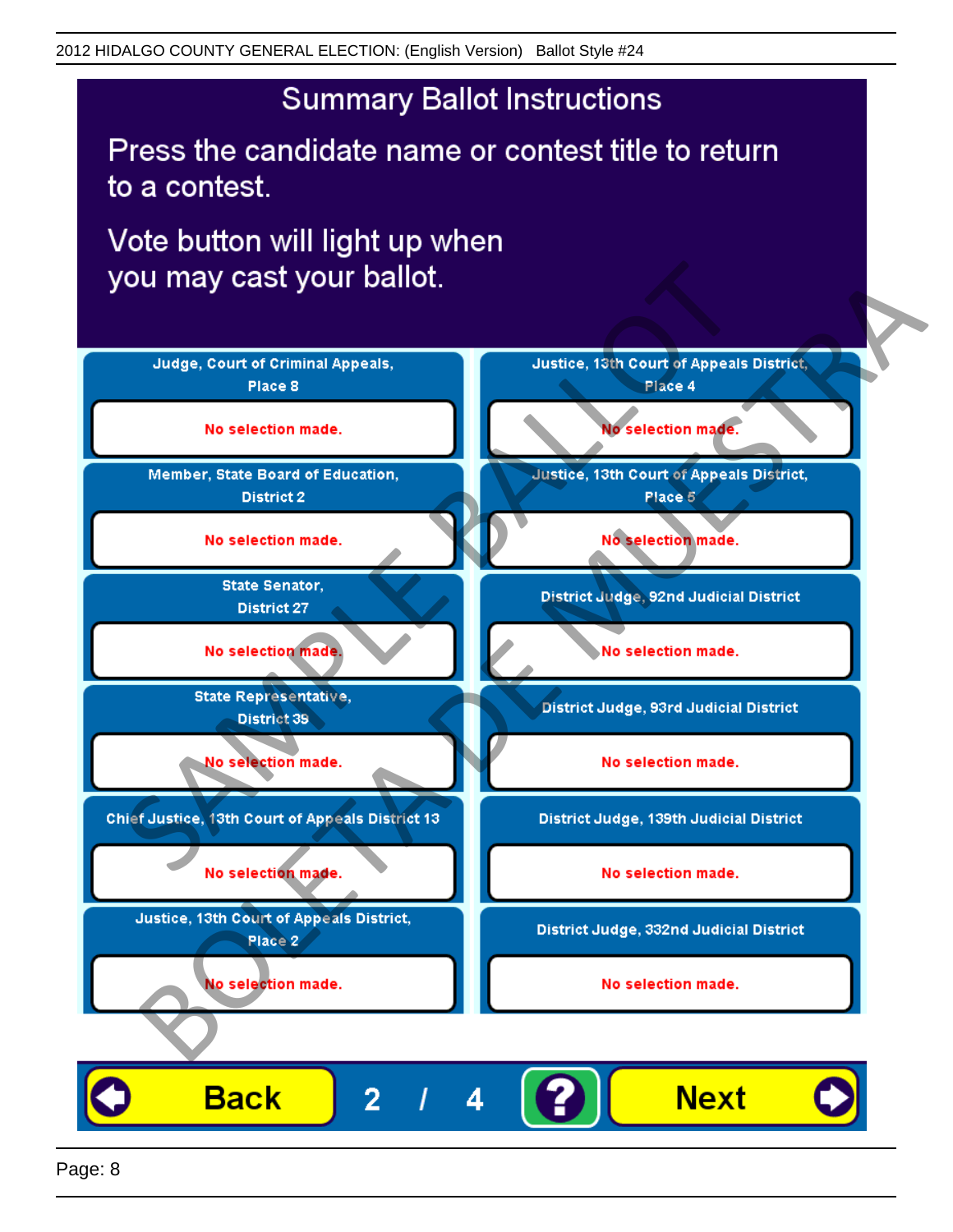# Summary Ballot Instructions

Press the candidate name or contest title to return to a contest.

Vote button will light up when you may cast your ballot.

| Contest | Selection |
| --- | --- |
| Judge, Court of Criminal Appeals, Place 8 | No selection made. |
| Member, State Board of Education, District 2 | No selection made. |
| State Senator, District 27 | No selection made. |
| State Representative, District 39 | No selection made. |
| Chief Justice, 13th Court of Appeals District 13 | No selection made. |
| Justice, 13th Court of Appeals District, Place 2 | No selection made. |
| Justice, 13th Court of Appeals District, Place 4 | No selection made. |
| Justice, 13th Court of Appeals District, Place 5 | No selection made. |
| District Judge, 92nd Judicial District | No selection made. |
| District Judge, 93rd Judicial District | No selection made. |
| District Judge, 139th Judicial District | No selection made. |
| District Judge, 332nd Judicial District | No selection made. |

Back 2 / 4 ? Next

SAMPLE BALLOT BOLETA DE MUESTRA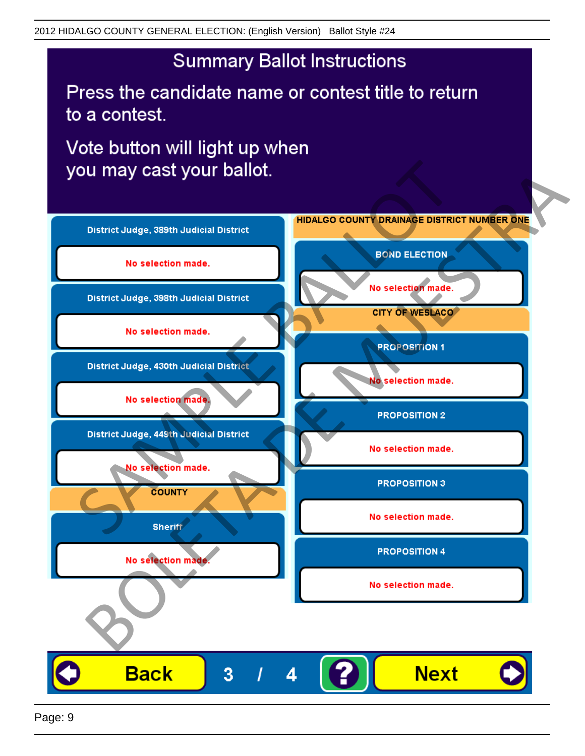# Summary Ballot Instructions

Press the candidate name or contest title to return to a contest.

Vote button will light up when you may cast your ballot.

**District Judge, 389th Judicial District**

No selection made.

**District Judge, 398th Judicial District**

No selection made.

**District Judge, 430th Judicial District**

No selection made.

**District Judge, 449th Judicial District**

No selection made.

**COUNTY**

**Sheriff**

No selection made.

**HIDALGO COUNTY DRAINAGE DISTRICT NUMBER ONE**

**BOND ELECTION**

No selection made.

**CITY OF WESLACO**

**PROPOSITION 1**

No selection made.

**PROPOSITION 2**

No selection made.

**PROPOSITION 3**

No selection made.

**PROPOSITION 4**

No selection made.

SAMPLE BALLOT
BOLETA DE MUESTRA

Back | 3 / 4 | ? | Next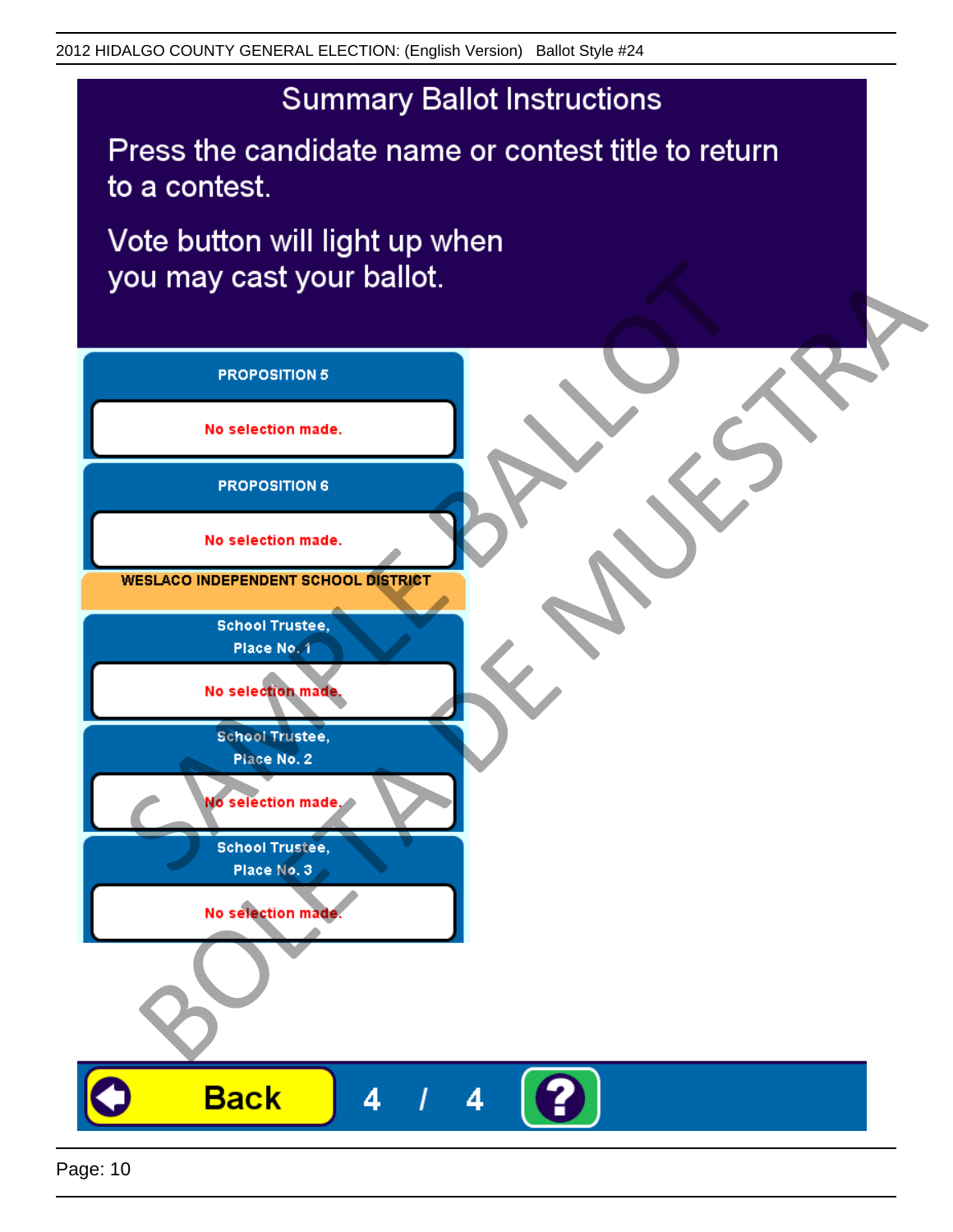## Summary Ballot Instructions

Press the candidate name or contest title to return to a contest.

Vote button will light up when you may cast your ballot.

**PROPOSITION 5**

No selection made.

**PROPOSITION 6**

No selection made.

**WESLACO INDEPENDENT SCHOOL DISTRICT**

**School Trustee, Place No. 1**

No selection made.

**School Trustee, Place No. 2**

No selection made.

**School Trustee, Place No. 3**

No selection made.

Back

4 / 4

?

SAMPLE BALLOT

BOLETA DE MUESTRA